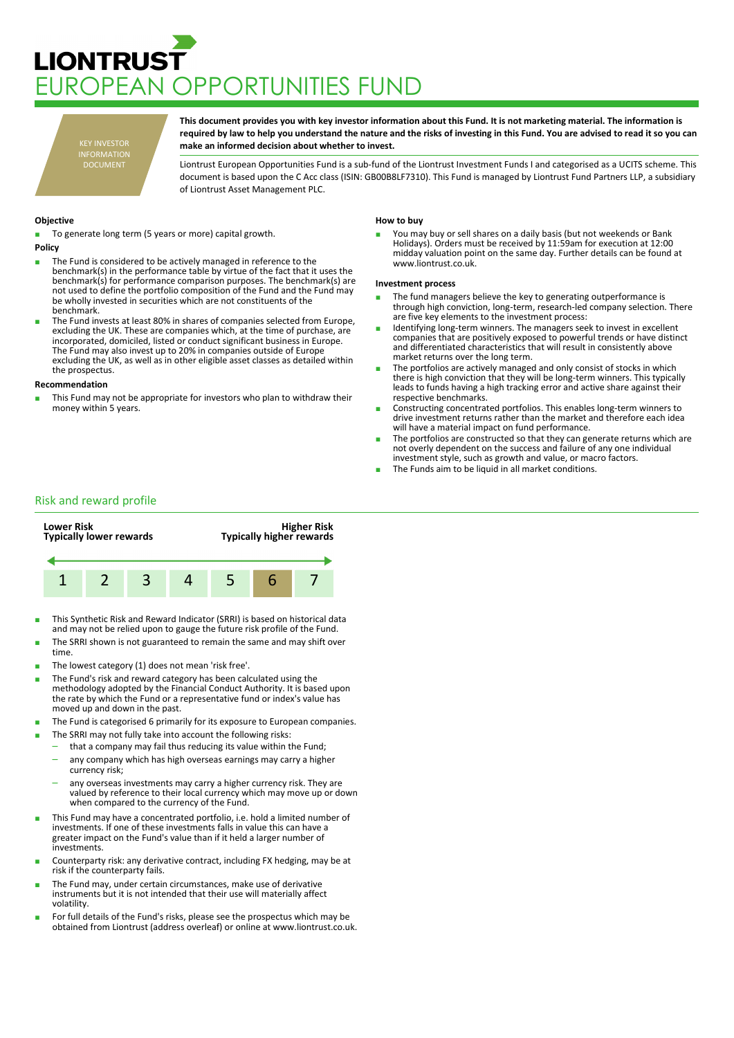# LIONTRUST
# EUROPEAN OPPORTUNITIES FUND

KEY INVESTOR INFORMATION DOCUMENT

**This document provides you with key investor information about this Fund. It is not marketing material. The information is required by law to help you understand the nature and the risks of investing in this Fund. You are advised to read it so you can make an informed decision about whether to invest.**

Liontrust European Opportunities Fund is a sub-fund of the Liontrust Investment Funds I and categorised as a UCITS scheme. This document is based upon the C Acc class (ISIN: GB00B8LF7310). This Fund is managed by Liontrust Fund Partners LLP, a subsidiary of Liontrust Asset Management PLC.

### Objective

- To generate long term (5 years or more) capital growth.

### Policy

- The Fund is considered to be actively managed in reference to the benchmark(s) in the performance table by virtue of the fact that it uses the benchmark(s) for performance comparison purposes. The benchmark(s) are not used to define the portfolio composition of the Fund and the Fund may be wholly invested in securities which are not constituents of the benchmark.
- The Fund invests at least 80% in shares of companies selected from Europe, excluding the UK. These are companies which, at the time of purchase, are incorporated, domiciled, listed or conduct significant business in Europe. The Fund may also invest up to 20% in companies outside of Europe excluding the UK, as well as in other eligible asset classes as detailed within the prospectus.

### Recommendation

- This Fund may not be appropriate for investors who plan to withdraw their money within 5 years.

### How to buy

- You may buy or sell shares on a daily basis (but not weekends or Bank Holidays). Orders must be received by 11:59am for execution at 12:00 midday valuation point on the same day. Further details can be found at www.liontrust.co.uk.

### Investment process

- The fund managers believe the key to generating outperformance is through high conviction, long-term, research-led company selection. There are five key elements to the investment process:
- Identifying long-term winners. The managers seek to invest in excellent companies that are positively exposed to powerful trends or have distinct and differentiated characteristics that will result in consistently above market returns over the long term.
- The portfolios are actively managed and only consist of stocks in which there is high conviction that they will be long-term winners. This typically leads to funds having a high tracking error and active share against their respective benchmarks.
- Constructing concentrated portfolios. This enables long-term winners to drive investment returns rather than the market and therefore each idea will have a material impact on fund performance.
- The portfolios are constructed so that they can generate returns which are not overly dependent on the success and failure of any one individual investment style, such as growth and value, or macro factors.
- The Funds aim to be liquid in all market conditions.

## Risk and reward profile

| Lower Risk<br>Typically lower rewards | | | | | | Higher Risk<br>Typically higher rewards |
|---|---|---|---|---|---|---|
| 1 | 2 | 3 | 4 | 5 | **6** | 7 |

- This Synthetic Risk and Reward Indicator (SRRI) is based on historical data and may not be relied upon to gauge the future risk profile of the Fund.
- The SRRI shown is not guaranteed to remain the same and may shift over time.
- The lowest category (1) does not mean 'risk free'.
- The Fund's risk and reward category has been calculated using the methodology adopted by the Financial Conduct Authority. It is based upon the rate by which the Fund or a representative fund or index's value has moved up and down in the past.
- The Fund is categorised 6 primarily for its exposure to European companies.
- The SRRI may not fully take into account the following risks:
  - that a company may fail thus reducing its value within the Fund;
  - any company which has high overseas earnings may carry a higher currency risk;
  - any overseas investments may carry a higher currency risk. They are valued by reference to their local currency which may move up or down when compared to the currency of the Fund.
- This Fund may have a concentrated portfolio, i.e. hold a limited number of investments. If one of these investments falls in value this can have a greater impact on the Fund's value than if it held a larger number of investments.
- Counterparty risk: any derivative contract, including FX hedging, may be at risk if the counterparty fails.
- The Fund may, under certain circumstances, make use of derivative instruments but it is not intended that their use will materially affect volatility.
- For full details of the Fund's risks, please see the prospectus which may be obtained from Liontrust (address overleaf) or online at www.liontrust.co.uk.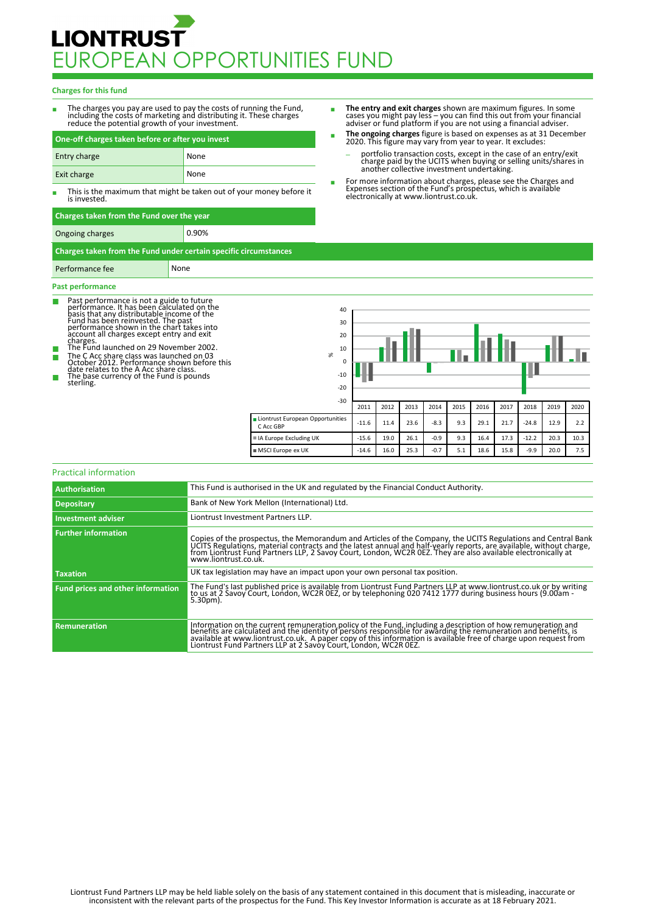## Charges for this fund

- The charges you pay are used to pay the costs of running the Fund, including the costs of marketing and distributing it. These charges reduce the potential growth of your investment.

| One-off charges taken before or after you invest | |
|---|---|
| Entry charge | None |
| Exit charge | None |

- This is the maximum that might be taken out of your money before it is invested.

| Charges taken from the Fund over the year | |
|---|---|
| Ongoing charges | 0.90% |

| Charges taken from the Fund under certain specific circumstances | |
|---|---|
| Performance fee | None |

- **The entry and exit charges** shown are maximum figures. In some cases you might pay less – you can find this out from your financial adviser or fund platform if you are not using a financial adviser.
- **The ongoing charges** figure is based on expenses as at 31 December 2020. This figure may vary from year to year. It excludes:
  - portfolio transaction costs, except in the case of an entry/exit charge paid by the UCITS when buying or selling units/shares in another collective investment undertaking.
- For more information about charges, please see the Charges and Expenses section of the Fund's prospectus, which is available electronically at www.liontrust.co.uk.

## Past performance

- Past performance is not a guide to future performance. It has been calculated on the basis that any distributable income of the Fund has been reinvested. The past performance shown in the chart takes into account all charges except entry and exit charges.
- The Fund launched on 29 November 2002.
- The C Acc share class was launched on 03 October 2012. Performance shown before this date relates to the A Acc share class.
- The base currency of the Fund is pounds sterling.

%

40
30
20
10
0
-10
-20
-30

| | 2011 | 2012 | 2013 | 2014 | 2015 | 2016 | 2017 | 2018 | 2019 | 2020 |
|---|---|---|---|---|---|---|---|---|---|---|
| Liontrust European Opportunities C Acc GBP | -11.6 | 11.4 | 23.6 | -8.3 | 9.3 | 29.1 | 21.7 | -24.8 | 12.9 | 2.2 |
| IA Europe Excluding UK | -15.6 | 19.0 | 26.1 | -0.9 | 9.3 | 16.4 | 17.3 | -12.2 | 20.3 | 10.3 |
| MSCI Europe ex UK | -14.6 | 16.0 | 25.3 | -0.7 | 5.1 | 18.6 | 15.8 | -9.9 | 20.0 | 7.5 |

## Practical information

| | |
|---|---|
| **Authorisation** | This Fund is authorised in the UK and regulated by the Financial Conduct Authority. |
| **Depositary** | Bank of New York Mellon (International) Ltd. |
| **Investment adviser** | Liontrust Investment Partners LLP. |
| **Further information** | Copies of the prospectus, the Memorandum and Articles of the Company, the UCITS Regulations and Central Bank UCITS Regulations, material contracts and the latest annual and half-yearly reports, are available, without charge, from Liontrust Fund Partners LLP, 2 Savoy Court, London, WC2R 0EZ. They are also available electronically at www.liontrust.co.uk. |
| **Taxation** | UK tax legislation may have an impact upon your own personal tax position. |
| **Fund prices and other information** | The Fund's last published price is available from Liontrust Fund Partners LLP at www.liontrust.co.uk or by writing to us at 2 Savoy Court, London, WC2R 0EZ, or by telephoning 020 7412 1777 during business hours (9.00am - 5.30pm). |
| **Remuneration** | Information on the current remuneration policy of the Fund, including a description of how remuneration and benefits are calculated and the identity of persons responsible for awarding the remuneration and benefits, is available at www.liontrust.co.uk. A paper copy of this information is available free of charge upon request from Liontrust Fund Partners LLP at 2 Savoy Court, London, WC2R 0EZ. |

Liontrust Fund Partners LLP may be held liable solely on the basis of any statement contained in this document that is misleading, inaccurate or inconsistent with the relevant parts of the prospectus for the Fund. This Key Investor Information is accurate as at 18 February 2021.